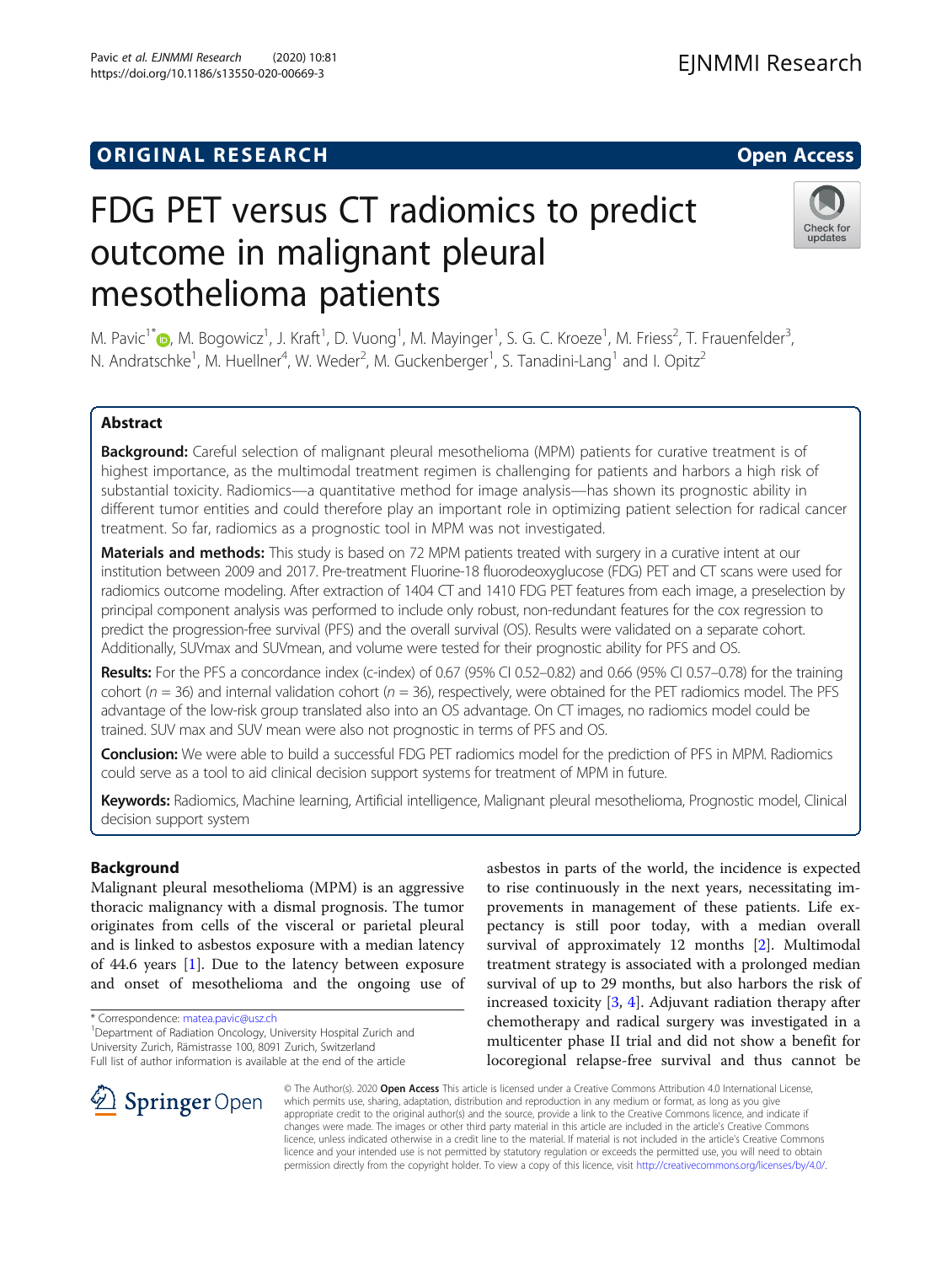ORIGINAL RESEARCH

Open Access

# FDG PET versus CT radiomics to predict outcome in malignant pleural mesothelioma patients

M. Pavic[1*], M. Bogowicz[1], J. Kraft[1], D. Vuong[1], M. Mayinger[1], S. G. C. Kroeze[1], M. Friess[2], T. Frauenfelder[3], N. Andratschke[1], M. Huellner[4], W. Weder[2], M. Guckenberger[1], S. Tanadini-Lang[1] and I. Opitz[2]

## Abstract

**Background:** Careful selection of malignant pleural mesothelioma (MPM) patients for curative treatment is of highest importance, as the multimodal treatment regimen is challenging for patients and harbors a high risk of substantial toxicity. Radiomics—a quantitative method for image analysis—has shown its prognostic ability in different tumor entities and could therefore play an important role in optimizing patient selection for radical cancer treatment. So far, radiomics as a prognostic tool in MPM was not investigated.

**Materials and methods:** This study is based on 72 MPM patients treated with surgery in a curative intent at our institution between 2009 and 2017. Pre-treatment Fluorine-18 fluorodeoxyglucose (FDG) PET and CT scans were used for radiomics outcome modeling. After extraction of 1404 CT and 1410 FDG PET features from each image, a preselection by principal component analysis was performed to include only robust, non-redundant features for the cox regression to predict the progression-free survival (PFS) and the overall survival (OS). Results were validated on a separate cohort. Additionally, SUVmax and SUVmean, and volume were tested for their prognostic ability for PFS and OS.

**Results:** For the PFS a concordance index (c-index) of 0.67 (95% CI 0.52–0.82) and 0.66 (95% CI 0.57–0.78) for the training cohort ($n$ = 36) and internal validation cohort ($n$ = 36), respectively, were obtained for the PET radiomics model. The PFS advantage of the low-risk group translated also into an OS advantage. On CT images, no radiomics model could be trained. SUV max and SUV mean were also not prognostic in terms of PFS and OS.

**Conclusion:** We were able to build a successful FDG PET radiomics model for the prediction of PFS in MPM. Radiomics could serve as a tool to aid clinical decision support systems for treatment of MPM in future.

**Keywords:** Radiomics, Machine learning, Artificial intelligence, Malignant pleural mesothelioma, Prognostic model, Clinical decision support system

## Background

Malignant pleural mesothelioma (MPM) is an aggressive thoracic malignancy with a dismal prognosis. The tumor originates from cells of the visceral or parietal pleural and is linked to asbestos exposure with a median latency of 44.6 years [1]. Due to the latency between exposure and onset of mesothelioma and the ongoing use of asbestos in parts of the world, the incidence is expected to rise continuously in the next years, necessitating improvements in management of these patients. Life expectancy is still poor today, with a median overall survival of approximately 12 months [2]. Multimodal treatment strategy is associated with a prolonged median survival of up to 29 months, but also harbors the risk of increased toxicity [3, 4]. Adjuvant radiation therapy after chemotherapy and radical surgery was investigated in a multicenter phase II trial and did not show a benefit for locoregional relapse-free survival and thus cannot be

\* Correspondence: matea.pavic@usz.ch
[1]Department of Radiation Oncology, University Hospital Zurich and University Zurich, Rämistrasse 100, 8091 Zurich, Switzerland
Full list of author information is available at the end of the article

© The Author(s). 2020 Open Access This article is licensed under a Creative Commons Attribution 4.0 International License, which permits use, sharing, adaptation, distribution and reproduction in any medium or format, as long as you give appropriate credit to the original author(s) and the source, provide a link to the Creative Commons licence, and indicate if changes were made. The images or other third party material in this article are included in the article's Creative Commons licence, unless indicated otherwise in a credit line to the material. If material is not included in the article's Creative Commons licence and your intended use is not permitted by statutory regulation or exceeds the permitted use, you will need to obtain permission directly from the copyright holder. To view a copy of this licence, visit http://creativecommons.org/licenses/by/4.0/.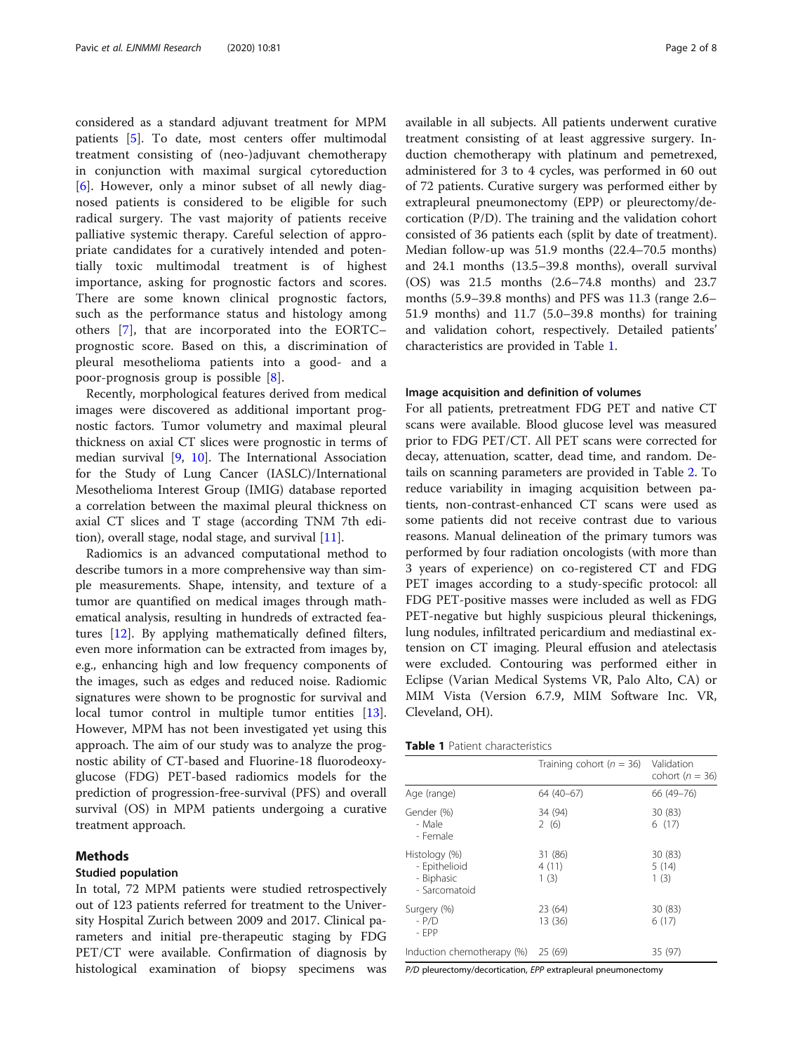considered as a standard adjuvant treatment for MPM patients [5]. To date, most centers offer multimodal treatment consisting of (neo-)adjuvant chemotherapy in conjunction with maximal surgical cytoreduction [6]. However, only a minor subset of all newly diagnosed patients is considered to be eligible for such radical surgery. The vast majority of patients receive palliative systemic therapy. Careful selection of appropriate candidates for a curatively intended and potentially toxic multimodal treatment is of highest importance, asking for prognostic factors and scores. There are some known clinical prognostic factors, such as the performance status and histology among others [7], that are incorporated into the EORTC–prognostic score. Based on this, a discrimination of pleural mesothelioma patients into a good- and a poor-prognosis group is possible [8].

Recently, morphological features derived from medical images were discovered as additional important prognostic factors. Tumor volumetry and maximal pleural thickness on axial CT slices were prognostic in terms of median survival [9, 10]. The International Association for the Study of Lung Cancer (IASLC)/International Mesothelioma Interest Group (IMIG) database reported a correlation between the maximal pleural thickness on axial CT slices and T stage (according TNM 7th edition), overall stage, nodal stage, and survival [11].

Radiomics is an advanced computational method to describe tumors in a more comprehensive way than simple measurements. Shape, intensity, and texture of a tumor are quantified on medical images through mathematical analysis, resulting in hundreds of extracted features [12]. By applying mathematically defined filters, even more information can be extracted from images by, e.g., enhancing high and low frequency components of the images, such as edges and reduced noise. Radiomic signatures were shown to be prognostic for survival and local tumor control in multiple tumor entities [13]. However, MPM has not been investigated yet using this approach. The aim of our study was to analyze the prognostic ability of CT-based and Fluorine-18 fluorodeoxyglucose (FDG) PET-based radiomics models for the prediction of progression-free-survival (PFS) and overall survival (OS) in MPM patients undergoing a curative treatment approach.

## Methods

### Studied population

In total, 72 MPM patients were studied retrospectively out of 123 patients referred for treatment to the University Hospital Zurich between 2009 and 2017. Clinical parameters and initial pre-therapeutic staging by FDG PET/CT were available. Confirmation of diagnosis by histological examination of biopsy specimens was available in all subjects. All patients underwent curative treatment consisting of at least aggressive surgery. Induction chemotherapy with platinum and pemetrexed, administered for 3 to 4 cycles, was performed in 60 out of 72 patients. Curative surgery was performed either by extrapleural pneumonectomy (EPP) or pleurectomy/decortication (P/D). The training and the validation cohort consisted of 36 patients each (split by date of treatment). Median follow-up was 51.9 months (22.4–70.5 months) and 24.1 months (13.5–39.8 months), overall survival (OS) was 21.5 months (2.6–74.8 months) and 23.7 months (5.9–39.8 months) and PFS was 11.3 (range 2.6–51.9 months) and 11.7 (5.0–39.8 months) for training and validation cohort, respectively. Detailed patients' characteristics are provided in Table 1.

### Image acquisition and definition of volumes

For all patients, pretreatment FDG PET and native CT scans were available. Blood glucose level was measured prior to FDG PET/CT. All PET scans were corrected for decay, attenuation, scatter, dead time, and random. Details on scanning parameters are provided in Table 2. To reduce variability in imaging acquisition between patients, non-contrast-enhanced CT scans were used as some patients did not receive contrast due to various reasons. Manual delineation of the primary tumors was performed by four radiation oncologists (with more than 3 years of experience) on co-registered CT and FDG PET images according to a study-specific protocol: all FDG PET-positive masses were included as well as FDG PET-negative but highly suspicious pleural thickenings, lung nodules, infiltrated pericardium and mediastinal extension on CT imaging. Pleural effusion and atelectasis were excluded. Contouring was performed either in Eclipse (Varian Medical Systems VR, Palo Alto, CA) or MIM Vista (Version 6.7.9, MIM Software Inc. VR, Cleveland, OH).

**Table 1** Patient characteristics

| | Training cohort ($n$ = 36) | Validation cohort ($n$ = 36) |
|---|---|---|
| Age (range) | 64 (40–67) | 66 (49–76) |
| Gender (%) | | |
| - Male | 34 (94) | 30 (83) |
| - Female | 2 (6) | 6 (17) |
| Histology (%) | | |
| - Epithelioid | 31 (86) | 30 (83) |
| - Biphasic | 4 (11) | 5 (14) |
| - Sarcomatoid | 1 (3) | 1 (3) |
| Surgery (%) | | |
| - P/D | 23 (64) | 30 (83) |
| - EPP | 13 (36) | 6 (17) |
| Induction chemotherapy (%) | 25 (69) | 35 (97) |

*P/D* pleurectomy/decortication, *EPP* extrapleural pneumonectomy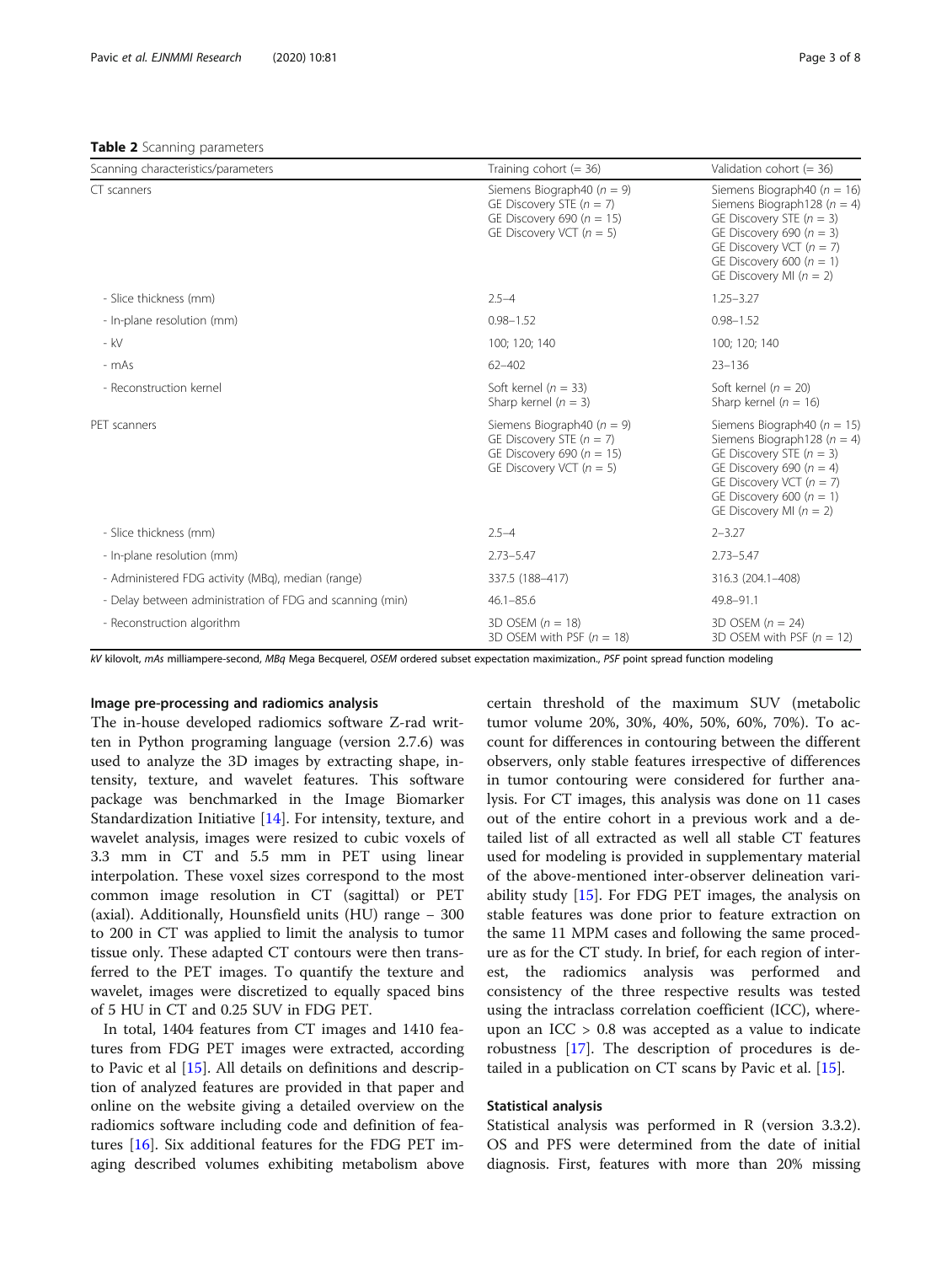**Table 2** Scanning parameters

| Scanning characteristics/parameters | Training cohort (= 36) | Validation cohort (= 36) |
|---|---|---|
| CT scanners | Siemens Biograph40 (*n* = 9)<br>GE Discovery STE (*n* = 7)<br>GE Discovery 690 (*n* = 15)<br>GE Discovery VCT (*n* = 5) | Siemens Biograph40 (*n* = 16)<br>Siemens Biograph128 (*n* = 4)<br>GE Discovery STE (*n* = 3)<br>GE Discovery 690 (*n* = 3)<br>GE Discovery VCT (*n* = 7)<br>GE Discovery 600 (*n* = 1)<br>GE Discovery MI (*n* = 2) |
| - Slice thickness (mm) | 2.5–4 | 1.25–3.27 |
| - In-plane resolution (mm) | 0.98–1.52 | 0.98–1.52 |
| - kV | 100; 120; 140 | 100; 120; 140 |
| - mAs | 62–402 | 23–136 |
| - Reconstruction kernel | Soft kernel (*n* = 33)<br>Sharp kernel (*n* = 3) | Soft kernel (*n* = 20)<br>Sharp kernel (*n* = 16) |
| PET scanners | Siemens Biograph40 (*n* = 9)<br>GE Discovery STE (*n* = 7)<br>GE Discovery 690 (*n* = 15)<br>GE Discovery VCT (*n* = 5) | Siemens Biograph40 (*n* = 15)<br>Siemens Biograph128 (*n* = 4)<br>GE Discovery STE (*n* = 3)<br>GE Discovery 690 (*n* = 4)<br>GE Discovery VCT (*n* = 7)<br>GE Discovery 600 (*n* = 1)<br>GE Discovery MI (*n* = 2) |
| - Slice thickness (mm) | 2.5–4 | 2–3.27 |
| - In-plane resolution (mm) | 2.73–5.47 | 2.73–5.47 |
| - Administered FDG activity (MBq), median (range) | 337.5 (188–417) | 316.3 (204.1–408) |
| - Delay between administration of FDG and scanning (min) | 46.1–85.6 | 49.8–91.1 |
| - Reconstruction algorithm | 3D OSEM (*n* = 18)<br>3D OSEM with PSF (*n* = 18) | 3D OSEM (*n* = 24)<br>3D OSEM with PSF (*n* = 12) |

*kV* kilovolt, *mAs* milliampere-second, *MBq* Mega Becquerel, *OSEM* ordered subset expectation maximization., *PSF* point spread function modeling

#### Image pre-processing and radiomics analysis

The in-house developed radiomics software Z-rad written in Python programing language (version 2.7.6) was used to analyze the 3D images by extracting shape, intensity, texture, and wavelet features. This software package was benchmarked in the Image Biomarker Standardization Initiative [14]. For intensity, texture, and wavelet analysis, images were resized to cubic voxels of 3.3 mm in CT and 5.5 mm in PET using linear interpolation. These voxel sizes correspond to the most common image resolution in CT (sagittal) or PET (axial). Additionally, Hounsfield units (HU) range − 300 to 200 in CT was applied to limit the analysis to tumor tissue only. These adapted CT contours were then transferred to the PET images. To quantify the texture and wavelet, images were discretized to equally spaced bins of 5 HU in CT and 0.25 SUV in FDG PET.

In total, 1404 features from CT images and 1410 features from FDG PET images were extracted, according to Pavic et al [15]. All details on definitions and description of analyzed features are provided in that paper and online on the website giving a detailed overview on the radiomics software including code and definition of features [16]. Six additional features for the FDG PET imaging described volumes exhibiting metabolism above certain threshold of the maximum SUV (metabolic tumor volume 20%, 30%, 40%, 50%, 60%, 70%). To account for differences in contouring between the different observers, only stable features irrespective of differences in tumor contouring were considered for further analysis. For CT images, this analysis was done on 11 cases out of the entire cohort in a previous work and a detailed list of all extracted as well all stable CT features used for modeling is provided in supplementary material of the above-mentioned inter-observer delineation variability study [15]. For FDG PET images, the analysis on stable features was done prior to feature extraction on the same 11 MPM cases and following the same procedure as for the CT study. In brief, for each region of interest, the radiomics analysis was performed and consistency of the three respective results was tested using the intraclass correlation coefficient (ICC), whereupon an ICC > 0.8 was accepted as a value to indicate robustness [17]. The description of procedures is detailed in a publication on CT scans by Pavic et al. [15].

#### Statistical analysis

Statistical analysis was performed in R (version 3.3.2). OS and PFS were determined from the date of initial diagnosis. First, features with more than 20% missing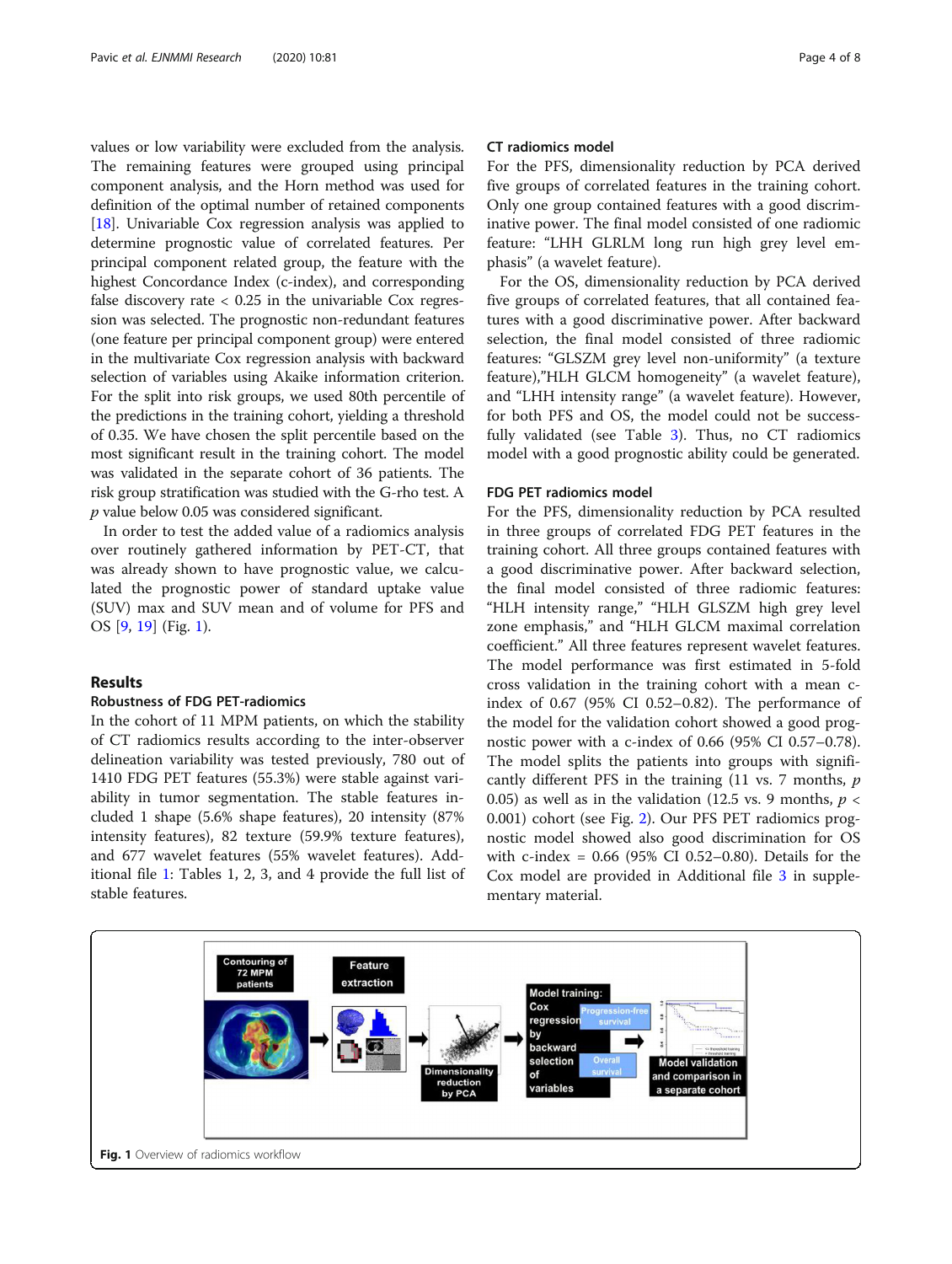values or low variability were excluded from the analysis. The remaining features were grouped using principal component analysis, and the Horn method was used for definition of the optimal number of retained components [18]. Univariable Cox regression analysis was applied to determine prognostic value of correlated features. Per principal component related group, the feature with the highest Concordance Index (c-index), and corresponding false discovery rate < 0.25 in the univariable Cox regression was selected. The prognostic non-redundant features (one feature per principal component group) were entered in the multivariate Cox regression analysis with backward selection of variables using Akaike information criterion. For the split into risk groups, we used 80th percentile of the predictions in the training cohort, yielding a threshold of 0.35. We have chosen the split percentile based on the most significant result in the training cohort. The model was validated in the separate cohort of 36 patients. The risk group stratification was studied with the G-rho test. A *p* value below 0.05 was considered significant.

In order to test the added value of a radiomics analysis over routinely gathered information by PET-CT, that was already shown to have prognostic value, we calculated the prognostic power of standard uptake value (SUV) max and SUV mean and of volume for PFS and OS [9, 19] (Fig. 1).

## Results

### Robustness of FDG PET-radiomics

In the cohort of 11 MPM patients, on which the stability of CT radiomics results according to the inter-observer delineation variability was tested previously, 780 out of 1410 FDG PET features (55.3%) were stable against variability in tumor segmentation. The stable features included 1 shape (5.6% shape features), 20 intensity (87% intensity features), 82 texture (59.9% texture features), and 677 wavelet features (55% wavelet features). Additional file 1: Tables 1, 2, 3, and 4 provide the full list of stable features.

### CT radiomics model

For the PFS, dimensionality reduction by PCA derived five groups of correlated features in the training cohort. Only one group contained features with a good discriminative power. The final model consisted of one radiomic feature: "LHH GLRLM long run high grey level emphasis" (a wavelet feature).

For the OS, dimensionality reduction by PCA derived five groups of correlated features, that all contained features with a good discriminative power. After backward selection, the final model consisted of three radiomic features: "GLSZM grey level non-uniformity" (a texture feature),"HLH GLCM homogeneity" (a wavelet feature), and "LHH intensity range" (a wavelet feature). However, for both PFS and OS, the model could not be successfully validated (see Table 3). Thus, no CT radiomics model with a good prognostic ability could be generated.

### FDG PET radiomics model

For the PFS, dimensionality reduction by PCA resulted in three groups of correlated FDG PET features in the training cohort. All three groups contained features with a good discriminative power. After backward selection, the final model consisted of three radiomic features: "HLH intensity range," "HLH GLSZM high grey level zone emphasis," and "HLH GLCM maximal correlation coefficient." All three features represent wavelet features. The model performance was first estimated in 5-fold cross validation in the training cohort with a mean c-index of 0.67 (95% CI 0.52–0.82). The performance of the model for the validation cohort showed a good prognostic power with a c-index of 0.66 (95% CI 0.57–0.78). The model splits the patients into groups with significantly different PFS in the training (11 vs. 7 months, *p* 0.05) as well as in the validation (12.5 vs. 9 months, $p <$ 0.001) cohort (see Fig. 2). Our PFS PET radiomics prognostic model showed also good discrimination for OS with c-index = 0.66 (95% CI 0.52–0.80). Details for the Cox model are provided in Additional file 3 in supplementary material.

**Fig. 1** Overview of radiomics workflow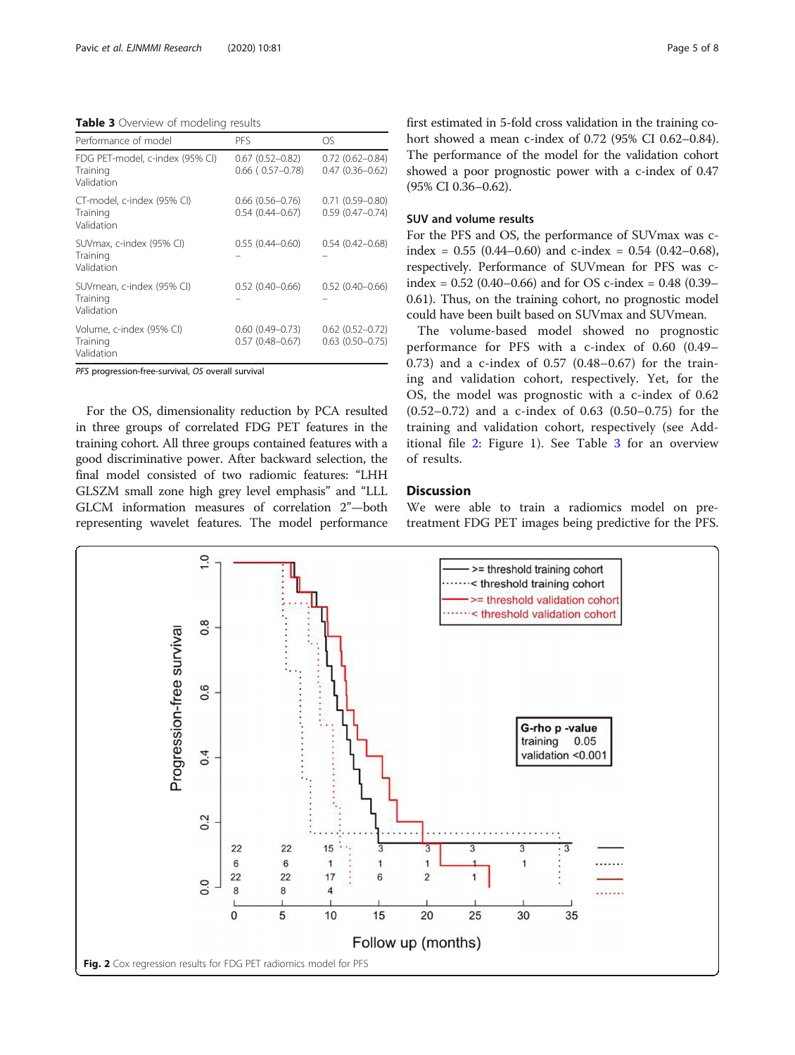**Table 3** Overview of modeling results

| Performance of model | PFS | OS |
|---|---|---|
| FDG PET-model, c-index (95% CI) | | |
| Training | 0.67 (0.52–0.82) | 0.72 (0.62–0.84) |
| Validation | 0.66 ( 0.57–0.78) | 0.47 (0.36–0.62) |
| CT-model, c-index (95% CI) | | |
| Training | 0.66 (0.56–0.76) | 0.71 (0.59–0.80) |
| Validation | 0.54 (0.44–0.67) | 0.59 (0.47–0.74) |
| SUVmax, c-index (95% CI) | | |
| Training | 0.55 (0.44–0.60) | 0.54 (0.42–0.68) |
| Validation | – | – |
| SUVmean, c-index (95% CI) | | |
| Training | 0.52 (0.40–0.66) | 0.52 (0.40–0.66) |
| Validation | – | – |
| Volume, c-index (95% CI) | | |
| Training | 0.60 (0.49–0.73) | 0.62 (0.52–0.72) |
| Validation | 0.57 (0.48–0.67) | 0.63 (0.50–0.75) |

*PFS* progression-free-survival, *OS* overall survival

For the OS, dimensionality reduction by PCA resulted in three groups of correlated FDG PET features in the training cohort. All three groups contained features with a good discriminative power. After backward selection, the final model consisted of two radiomic features: "LHH GLSZM small zone high grey level emphasis" and "LLL GLCM information measures of correlation 2"—both representing wavelet features. The model performance first estimated in 5-fold cross validation in the training cohort showed a mean c-index of 0.72 (95% CI 0.62–0.84). The performance of the model for the validation cohort showed a poor prognostic power with a c-index of 0.47 (95% CI 0.36–0.62).

### SUV and volume results

For the PFS and OS, the performance of SUVmax was c-index = 0.55 (0.44–0.60) and c-index = 0.54 (0.42–0.68), respectively. Performance of SUVmean for PFS was c-index = 0.52 (0.40–0.66) and for OS c-index = 0.48 (0.39–0.61). Thus, on the training cohort, no prognostic model could have been built based on SUVmax and SUVmean.

The volume-based model showed no prognostic performance for PFS with a c-index of 0.60 (0.49–0.73) and a c-index of 0.57 (0.48–0.67) for the training and validation cohort, respectively. Yet, for the OS, the model was prognostic with a c-index of 0.62 (0.52–0.72) and a c-index of 0.63 (0.50–0.75) for the training and validation cohort, respectively (see Additional file 2: Figure 1). See Table 3 for an overview of results.

## Discussion

We were able to train a radiomics model on pre-treatment FDG PET images being predictive for the PFS.

**Fig. 2** Cox regression results for FDG PET radiomics model for PFS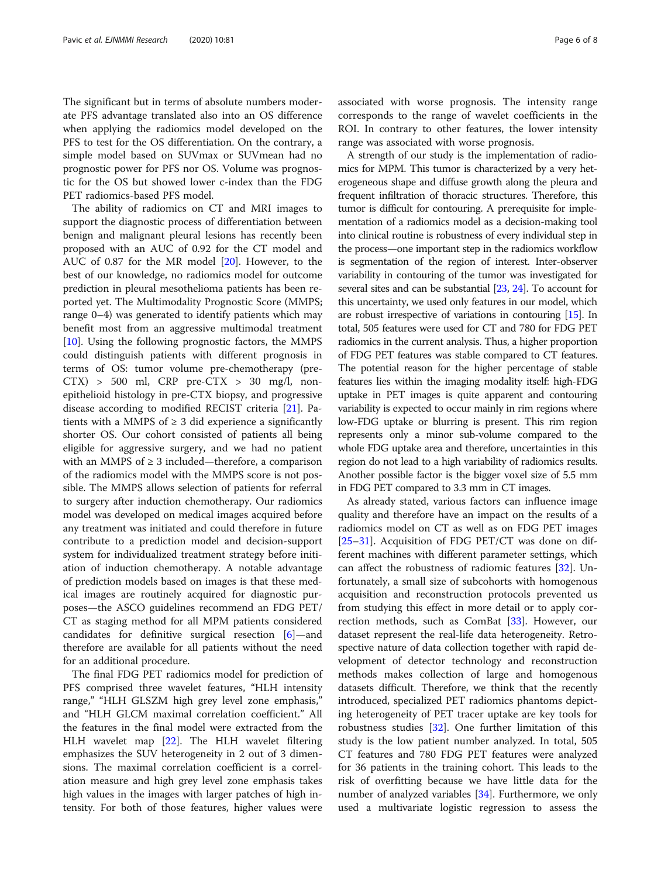The significant but in terms of absolute numbers moderate PFS advantage translated also into an OS difference when applying the radiomics model developed on the PFS to test for the OS differentiation. On the contrary, a simple model based on SUVmax or SUVmean had no prognostic power for PFS nor OS. Volume was prognostic for the OS but showed lower c-index than the FDG PET radiomics-based PFS model.

The ability of radiomics on CT and MRI images to support the diagnostic process of differentiation between benign and malignant pleural lesions has recently been proposed with an AUC of 0.92 for the CT model and AUC of 0.87 for the MR model [20]. However, to the best of our knowledge, no radiomics model for outcome prediction in pleural mesothelioma patients has been reported yet. The Multimodality Prognostic Score (MMPS; range 0–4) was generated to identify patients which may benefit most from an aggressive multimodal treatment [10]. Using the following prognostic factors, the MMPS could distinguish patients with different prognosis in terms of OS: tumor volume pre-chemotherapy (pre-CTX) > 500 ml, CRP pre-CTX > 30 mg/l, non-epithelioid histology in pre-CTX biopsy, and progressive disease according to modified RECIST criteria [21]. Patients with a MMPS of ≥ 3 did experience a significantly shorter OS. Our cohort consisted of patients all being eligible for aggressive surgery, and we had no patient with an MMPS of ≥ 3 included—therefore, a comparison of the radiomics model with the MMPS score is not possible. The MMPS allows selection of patients for referral to surgery after induction chemotherapy. Our radiomics model was developed on medical images acquired before any treatment was initiated and could therefore in future contribute to a prediction model and decision-support system for individualized treatment strategy before initiation of induction chemotherapy. A notable advantage of prediction models based on images is that these medical images are routinely acquired for diagnostic purposes—the ASCO guidelines recommend an FDG PET/CT as staging method for all MPM patients considered candidates for definitive surgical resection [6]—and therefore are available for all patients without the need for an additional procedure.

The final FDG PET radiomics model for prediction of PFS comprised three wavelet features, "HLH intensity range," "HLH GLSZM high grey level zone emphasis," and "HLH GLCM maximal correlation coefficient." All the features in the final model were extracted from the HLH wavelet map [22]. The HLH wavelet filtering emphasizes the SUV heterogeneity in 2 out of 3 dimensions. The maximal correlation coefficient is a correlation measure and high grey level zone emphasis takes high values in the images with larger patches of high intensity. For both of those features, higher values were associated with worse prognosis. The intensity range corresponds to the range of wavelet coefficients in the ROI. In contrary to other features, the lower intensity range was associated with worse prognosis.

A strength of our study is the implementation of radiomics for MPM. This tumor is characterized by a very heterogeneous shape and diffuse growth along the pleura and frequent infiltration of thoracic structures. Therefore, this tumor is difficult for contouring. A prerequisite for implementation of a radiomics model as a decision-making tool into clinical routine is robustness of every individual step in the process—one important step in the radiomics workflow is segmentation of the region of interest. Inter-observer variability in contouring of the tumor was investigated for several sites and can be substantial [23, 24]. To account for this uncertainty, we used only features in our model, which are robust irrespective of variations in contouring [15]. In total, 505 features were used for CT and 780 for FDG PET radiomics in the current analysis. Thus, a higher proportion of FDG PET features was stable compared to CT features. The potential reason for the higher percentage of stable features lies within the imaging modality itself: high-FDG uptake in PET images is quite apparent and contouring variability is expected to occur mainly in rim regions where low-FDG uptake or blurring is present. This rim region represents only a minor sub-volume compared to the whole FDG uptake area and therefore, uncertainties in this region do not lead to a high variability of radiomics results. Another possible factor is the bigger voxel size of 5.5 mm in FDG PET compared to 3.3 mm in CT images.

As already stated, various factors can influence image quality and therefore have an impact on the results of a radiomics model on CT as well as on FDG PET images [25–31]. Acquisition of FDG PET/CT was done on different machines with different parameter settings, which can affect the robustness of radiomic features [32]. Unfortunately, a small size of subcohorts with homogenous acquisition and reconstruction protocols prevented us from studying this effect in more detail or to apply correction methods, such as ComBat [33]. However, our dataset represent the real-life data heterogeneity. Retrospective nature of data collection together with rapid development of detector technology and reconstruction methods makes collection of large and homogenous datasets difficult. Therefore, we think that the recently introduced, specialized PET radiomics phantoms depicting heterogeneity of PET tracer uptake are key tools for robustness studies [32]. One further limitation of this study is the low patient number analyzed. In total, 505 CT features and 780 FDG PET features were analyzed for 36 patients in the training cohort. This leads to the risk of overfitting because we have little data for the number of analyzed variables [34]. Furthermore, we only used a multivariate logistic regression to assess the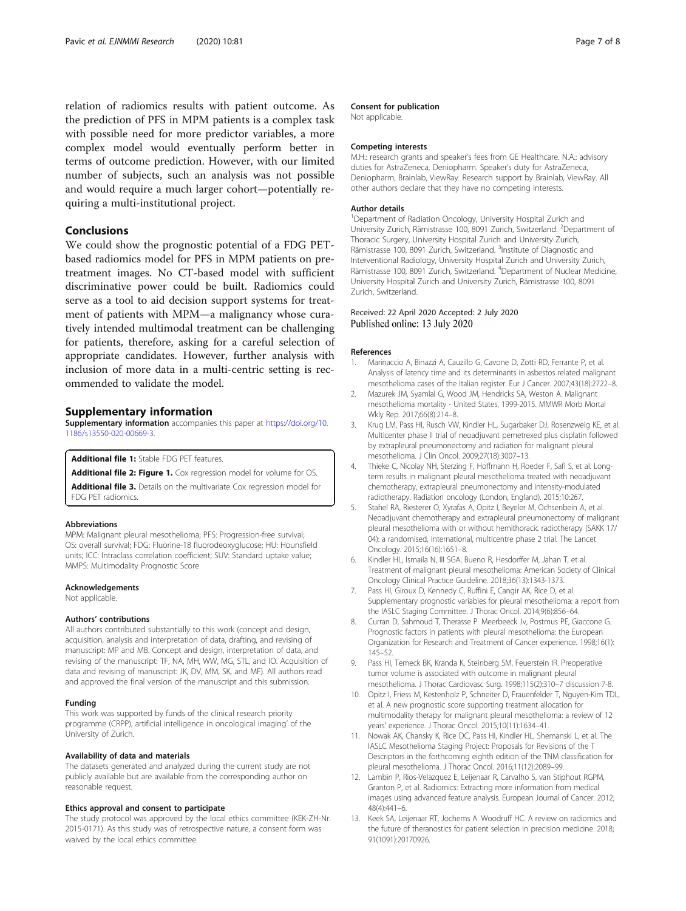relation of radiomics results with patient outcome. As the prediction of PFS in MPM patients is a complex task with possible need for more predictor variables, a more complex model would eventually perform better in terms of outcome prediction. However, with our limited number of subjects, such an analysis was not possible and would require a much larger cohort—potentially requiring a multi-institutional project.

## Conclusions

We could show the prognostic potential of a FDG PET-based radiomics model for PFS in MPM patients on pretreatment images. No CT-based model with sufficient discriminative power could be built. Radiomics could serve as a tool to aid decision support systems for treatment of patients with MPM—a malignancy whose curatively intended multimodal treatment can be challenging for patients, therefore, asking for a careful selection of appropriate candidates. However, further analysis with inclusion of more data in a multi-centric setting is recommended to validate the model.

## Supplementary information

**Supplementary information** accompanies this paper at https://doi.org/10.1186/s13550-020-00669-3.

**Additional file 1:** Stable FDG PET features.

**Additional file 2: Figure 1.** Cox regression model for volume for OS.

**Additional file 3.** Details on the multivariate Cox regression model for FDG PET radiomics.

### Abbreviations

MPM: Malignant pleural mesothelioma; PFS: Progression-free survival; OS: overall survival; FDG: Fluorine-18 fluorodeoxyglucose; HU: Hounsfield units; ICC: Intraclass correlation coefficient; SUV: Standard uptake value; MMPS: Multimodality Prognostic Score

### Acknowledgements

Not applicable.

### Authors' contributions

All authors contributed substantially to this work (concept and design, acquisition, analysis and interpretation of data, drafting, and revising of manuscript: MP and MB. Concept and design, interpretation of data, and revising of the manuscript: TF, NA, MH, WW, MG, STL, and IO. Acquisition of data and revising of manuscript: JK, DV, MM, SK, and MF). All authors read and approved the final version of the manuscript and this submission.

### Funding

This work was supported by funds of the clinical research priority programme (CRPP), artificial intelligence in oncological imaging' of the University of Zurich.

### Availability of data and materials

The datasets generated and analyzed during the current study are not publicly available but are available from the corresponding author on reasonable request.

### Ethics approval and consent to participate

The study protocol was approved by the local ethics committee (KEK-ZH-Nr. 2015-0171). As this study was of retrospective nature, a consent form was waived by the local ethics committee.

### Consent for publication

Not applicable.

### Competing interests

M.H.: research grants and speaker's fees from GE Healthcare. N.A.: advisory duties for AstraZeneca, Deniopharm. Speaker's duty for AstraZeneca, Deniopharm, Brainlab, ViewRay. Research support by Brainlab, ViewRay. All other authors declare that they have no competing interests.

### Author details

[1]Department of Radiation Oncology, University Hospital Zurich and University Zurich, Rämistrasse 100, 8091 Zurich, Switzerland. [2]Department of Thoracic Surgery, University Hospital Zurich and University Zurich, Rämistrasse 100, 8091 Zurich, Switzerland. [3]Institute of Diagnostic and Interventional Radiology, University Hospital Zurich and University Zurich, Rämistrasse 100, 8091 Zurich, Switzerland. [4]Department of Nuclear Medicine, University Hospital Zurich and University Zurich, Rämistrasse 100, 8091 Zurich, Switzerland.

Received: 22 April 2020 Accepted: 2 July 2020
Published online: 13 July 2020

## References

1. Marinaccio A, Binazzi A, Cauzillo G, Cavone D, Zotti RD, Ferrante P, et al. Analysis of latency time and its determinants in asbestos related malignant mesothelioma cases of the Italian register. Eur J Cancer. 2007;43(18):2722–8.
2. Mazurek JM, Syamlal G, Wood JM, Hendricks SA, Weston A. Malignant mesothelioma mortality - United States, 1999-2015. MMWR Morb Mortal Wkly Rep. 2017;66(8):214–8.
3. Krug LM, Pass HI, Rusch VW, Kindler HL, Sugarbaker DJ, Rosenzweig KE, et al. Multicenter phase II trial of neoadjuvant pemetrexed plus cisplatin followed by extrapleural pneumonectomy and radiation for malignant pleural mesothelioma. J Clin Oncol. 2009;27(18):3007–13.
4. Thieke C, Nicolay NH, Sterzing F, Hoffmann H, Roeder F, Safi S, et al. Long-term results in malignant pleural mesothelioma treated with neoadjuvant chemotherapy, extrapleural pneumonectomy and intensity-modulated radiotherapy. Radiation oncology (London, England). 2015;10:267.
5. Stahel RA, Riesterer O, Xyrafas A, Opitz I, Beyeler M, Ochsenbein A, et al. Neoadjuvant chemotherapy and extrapleural pneumonectomy of malignant pleural mesothelioma with or without hemithoracic radiotherapy (SAKK 17/04): a randomised, international, multicentre phase 2 trial. The Lancet Oncology. 2015;16(16):1651–8.
6. Kindler HL, Ismaila N, III SGA, Bueno R, Hesdorffer M, Jahan T, et al. Treatment of malignant pleural mesothelioma: American Society of Clinical Oncology Clinical Practice Guideline. 2018;36(13):1343-1373.
7. Pass HI, Giroux D, Kennedy C, Ruffini E, Cangir AK, Rice D, et al. Supplementary prognostic variables for pleural mesothelioma: a report from the IASLC Staging Committee. J Thorac Oncol. 2014;9(6):856–64.
8. Curran D, Sahmoud T, Therasse P. Meerbeeck Jv, Postmus PE, Giaccone G. Prognostic factors in patients with pleural mesothelioma: the European Organization for Research and Treatment of Cancer experience. 1998;16(1): 145–52.
9. Pass HI, Temeck BK, Kranda K, Steinberg SM, Feuerstein IR. Preoperative tumor volume is associated with outcome in malignant pleural mesothelioma. J Thorac Cardiovasc Surg. 1998;115(2):310–7 discussion 7-8.
10. Opitz I, Friess M, Kestenholz P, Schneiter D, Frauenfelder T, Nguyen-Kim TDL, et al. A new prognostic score supporting treatment allocation for multimodality therapy for malignant pleural mesothelioma: a review of 12 years' experience. J Thorac Oncol. 2015;10(11):1634–41.
11. Nowak AK, Chansky K, Rice DC, Pass HI, Kindler HL, Shemanski L, et al. The IASLC Mesothelioma Staging Project: Proposals for Revisions of the T Descriptors in the forthcoming eighth edition of the TNM classification for pleural mesothelioma. J Thorac Oncol. 2016;11(12):2089–99.
12. Lambin P, Rios-Velazquez E, Leijenaar R, Carvalho S, van Stiphout RGPM, Granton P, et al. Radiomics: Extracting more information from medical images using advanced feature analysis. European Journal of Cancer. 2012; 48(4):441–6.
13. Keek SA, Leijenaar RT, Jochems A. Woodruff HC. A review on radiomics and the future of theranostics for patient selection in precision medicine. 2018; 91(1091):20170926.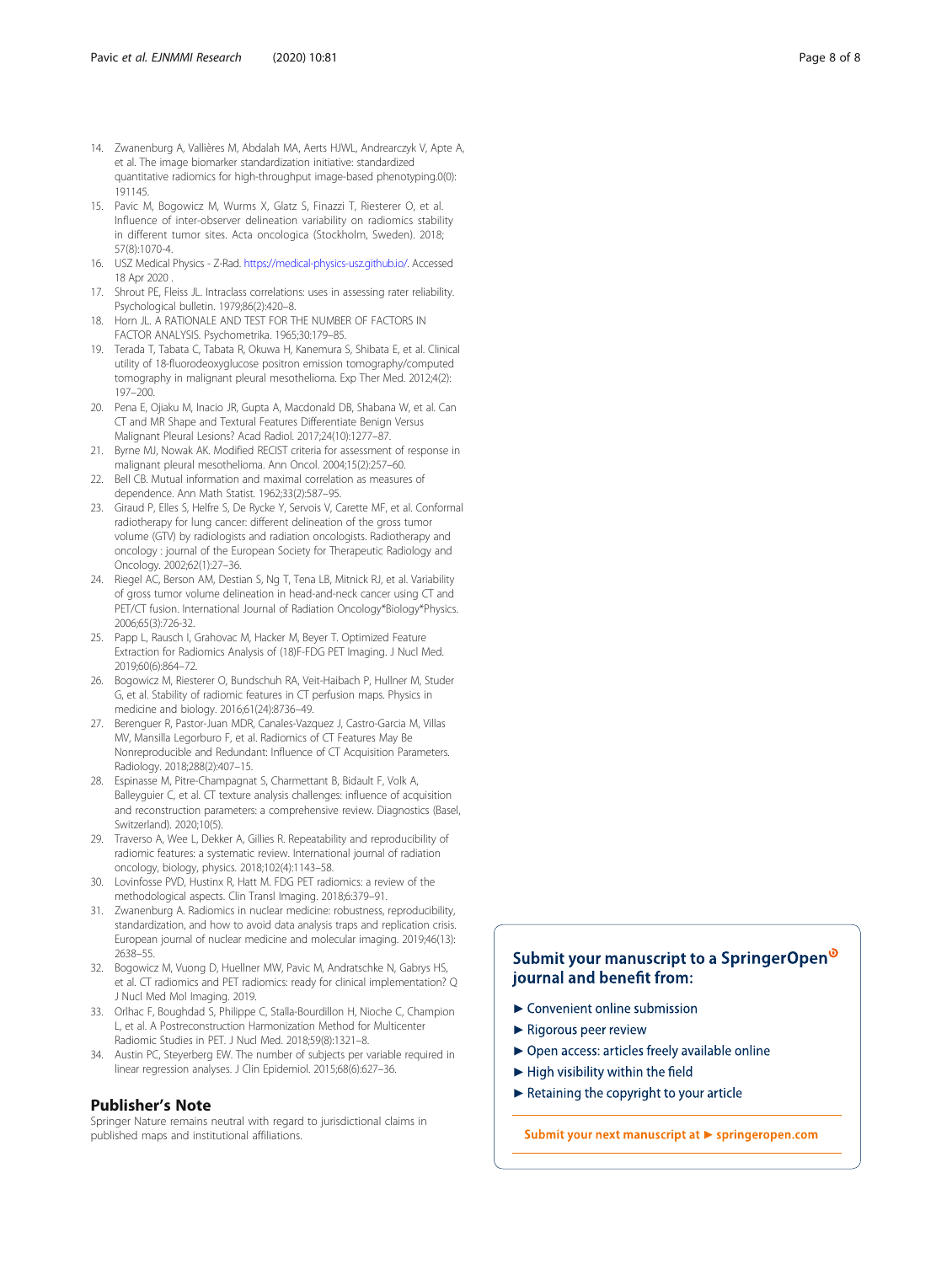14. Zwanenburg A, Vallières M, Abdalah MA, Aerts HJWL, Andrearczyk V, Apte A, et al. The image biomarker standardization initiative: standardized quantitative radiomics for high-throughput image-based phenotyping.0(0): 191145.
15. Pavic M, Bogowicz M, Wurms X, Glatz S, Finazzi T, Riesterer O, et al. Influence of inter-observer delineation variability on radiomics stability in different tumor sites. Acta oncologica (Stockholm, Sweden). 2018; 57(8):1070-4.
16. USZ Medical Physics - Z-Rad. https://medical-physics-usz.github.io/. Accessed 18 Apr 2020 .
17. Shrout PE, Fleiss JL. Intraclass correlations: uses in assessing rater reliability. Psychological bulletin. 1979;86(2):420–8.
18. Horn JL. A RATIONALE AND TEST FOR THE NUMBER OF FACTORS IN FACTOR ANALYSIS. Psychometrika. 1965;30:179–85.
19. Terada T, Tabata C, Tabata R, Okuwa H, Kanemura S, Shibata E, et al. Clinical utility of 18-fluorodeoxyglucose positron emission tomography/computed tomography in malignant pleural mesothelioma. Exp Ther Med. 2012;4(2): 197–200.
20. Pena E, Ojiaku M, Inacio JR, Gupta A, Macdonald DB, Shabana W, et al. Can CT and MR Shape and Textural Features Differentiate Benign Versus Malignant Pleural Lesions? Acad Radiol. 2017;24(10):1277–87.
21. Byrne MJ, Nowak AK. Modified RECIST criteria for assessment of response in malignant pleural mesothelioma. Ann Oncol. 2004;15(2):257–60.
22. Bell CB. Mutual information and maximal correlation as measures of dependence. Ann Math Statist. 1962;33(2):587–95.
23. Giraud P, Elles S, Helfre S, De Rycke Y, Servois V, Carette MF, et al. Conformal radiotherapy for lung cancer: different delineation of the gross tumor volume (GTV) by radiologists and radiation oncologists. Radiotherapy and oncology : journal of the European Society for Therapeutic Radiology and Oncology. 2002;62(1):27–36.
24. Riegel AC, Berson AM, Destian S, Ng T, Tena LB, Mitnick RJ, et al. Variability of gross tumor volume delineation in head-and-neck cancer using CT and PET/CT fusion. International Journal of Radiation Oncology*Biology*Physics. 2006;65(3):726-32.
25. Papp L, Rausch I, Grahovac M, Hacker M, Beyer T. Optimized Feature Extraction for Radiomics Analysis of (18)F-FDG PET Imaging. J Nucl Med. 2019;60(6):864–72.
26. Bogowicz M, Riesterer O, Bundschuh RA, Veit-Haibach P, Hullner M, Studer G, et al. Stability of radiomic features in CT perfusion maps. Physics in medicine and biology. 2016;61(24):8736–49.
27. Berenguer R, Pastor-Juan MDR, Canales-Vazquez J, Castro-Garcia M, Villas MV, Mansilla Legorburo F, et al. Radiomics of CT Features May Be Nonreproducible and Redundant: Influence of CT Acquisition Parameters. Radiology. 2018;288(2):407–15.
28. Espinasse M, Pitre-Champagnat S, Charmettant B, Bidault F, Volk A, Balleyguier C, et al. CT texture analysis challenges: influence of acquisition and reconstruction parameters: a comprehensive review. Diagnostics (Basel, Switzerland). 2020;10(5).
29. Traverso A, Wee L, Dekker A, Gillies R. Repeatability and reproducibility of radiomic features: a systematic review. International journal of radiation oncology, biology, physics. 2018;102(4):1143–58.
30. Lovinfosse PVD, Hustinx R, Hatt M. FDG PET radiomics: a review of the methodological aspects. Clin Transl Imaging. 2018;6:379–91.
31. Zwanenburg A. Radiomics in nuclear medicine: robustness, reproducibility, standardization, and how to avoid data analysis traps and replication crisis. European journal of nuclear medicine and molecular imaging. 2019;46(13): 2638–55.
32. Bogowicz M, Vuong D, Huellner MW, Pavic M, Andratschke N, Gabrys HS, et al. CT radiomics and PET radiomics: ready for clinical implementation? Q J Nucl Med Mol Imaging. 2019.
33. Orlhac F, Boughdad S, Philippe C, Stalla-Bourdillon H, Nioche C, Champion L, et al. A Postreconstruction Harmonization Method for Multicenter Radiomic Studies in PET. J Nucl Med. 2018;59(8):1321–8.
34. Austin PC, Steyerberg EW. The number of subjects per variable required in linear regression analyses. J Clin Epidemiol. 2015;68(6):627–36.

## Publisher's Note

Springer Nature remains neutral with regard to jurisdictional claims in published maps and institutional affiliations.

**Submit your manuscript to a SpringerOpen journal and benefit from:**

- ► Convenient online submission
- ► Rigorous peer review
- ► Open access: articles freely available online
- ► High visibility within the field
- ► Retaining the copyright to your article

**Submit your next manuscript at ► springeropen.com**